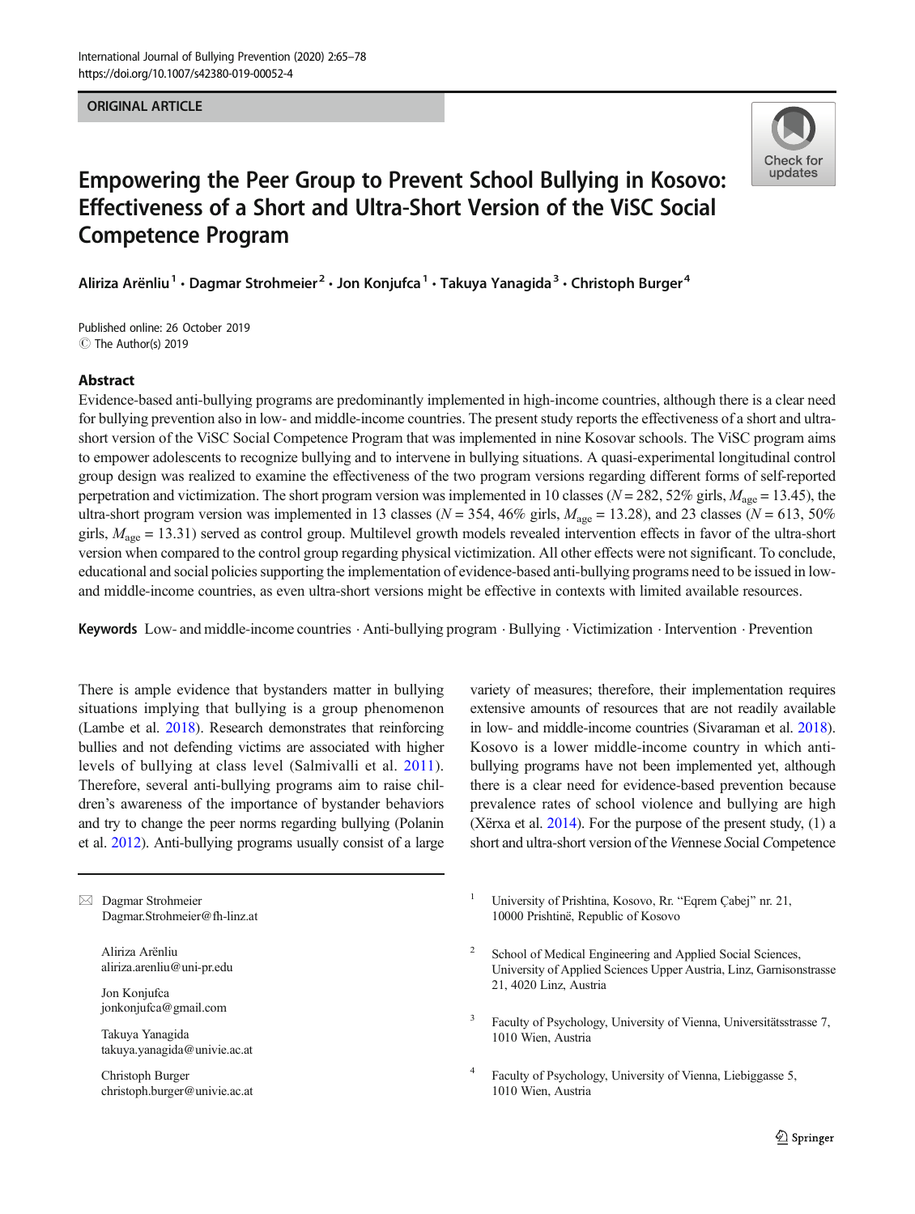ORIGINAL ARTICLE

# Empowering the Peer Group to Prevent School Bullying in Kosovo: Effectiveness of a Short and Ultra-Short Version of the ViSC Social Competence Program

Aliriza Arënliu[1] · Dagmar Strohmeier[2] · Jon Konjufca[1] · Takuya Yanagida[3] · Christoph Burger[4]

Published online: 26 October 2019
© The Author(s) 2019

## Abstract

Evidence-based anti-bullying programs are predominantly implemented in high-income countries, although there is a clear need for bullying prevention also in low- and middle-income countries. The present study reports the effectiveness of a short and ultra-short version of the ViSC Social Competence Program that was implemented in nine Kosovar schools. The ViSC program aims to empower adolescents to recognize bullying and to intervene in bullying situations. A quasi-experimental longitudinal control group design was realized to examine the effectiveness of the two program versions regarding different forms of self-reported perpetration and victimization. The short program version was implemented in 10 classes ($N = 282$, 52% girls, $M_{age} = 13.45$), the ultra-short program version was implemented in 13 classes ($N = 354$, 46% girls, $M_{age} = 13.28$), and 23 classes ($N = 613$, 50% girls, $M_{age} = 13.31$) served as control group. Multilevel growth models revealed intervention effects in favor of the ultra-short version when compared to the control group regarding physical victimization. All other effects were not significant. To conclude, educational and social policies supporting the implementation of evidence-based anti-bullying programs need to be issued in low- and middle-income countries, as even ultra-short versions might be effective in contexts with limited available resources.

**Keywords** Low- and middle-income countries · Anti-bullying program · Bullying · Victimization · Intervention · Prevention

There is ample evidence that bystanders matter in bullying situations implying that bullying is a group phenomenon (Lambe et al. 2018). Research demonstrates that reinforcing bullies and not defending victims are associated with higher levels of bullying at class level (Salmivalli et al. 2011). Therefore, several anti-bullying programs aim to raise children's awareness of the importance of bystander behaviors and try to change the peer norms regarding bullying (Polanin et al. 2012). Anti-bullying programs usually consist of a large variety of measures; therefore, their implementation requires extensive amounts of resources that are not readily available in low- and middle-income countries (Sivaraman et al. 2018). Kosovo is a lower middle-income country in which anti-bullying programs have not been implemented yet, although there is a clear need for evidence-based prevention because prevalence rates of school violence and bullying are high (Xërxa et al. 2014). For the purpose of the present study, (1) a short and ultra-short version of the *V*iennese *S*ocial *C*ompetence

✉ Dagmar Strohmeier
Dagmar.Strohmeier@fh-linz.at

Aliriza Arënliu
aliriza.arenliu@uni-pr.edu

Jon Konjufca
jonkonjufca@gmail.com

Takuya Yanagida
takuya.yanagida@univie.ac.at

Christoph Burger
christoph.burger@univie.ac.at

[1] University of Prishtina, Kosovo, Rr. "Eqrem Çabej" nr. 21, 10000 Prishtinë, Republic of Kosovo

[2] School of Medical Engineering and Applied Social Sciences, University of Applied Sciences Upper Austria, Linz, Garnisonstrasse 21, 4020 Linz, Austria

[3] Faculty of Psychology, University of Vienna, Universitätsstrasse 7, 1010 Wien, Austria

[4] Faculty of Psychology, University of Vienna, Liebiggasse 5, 1010 Wien, Austria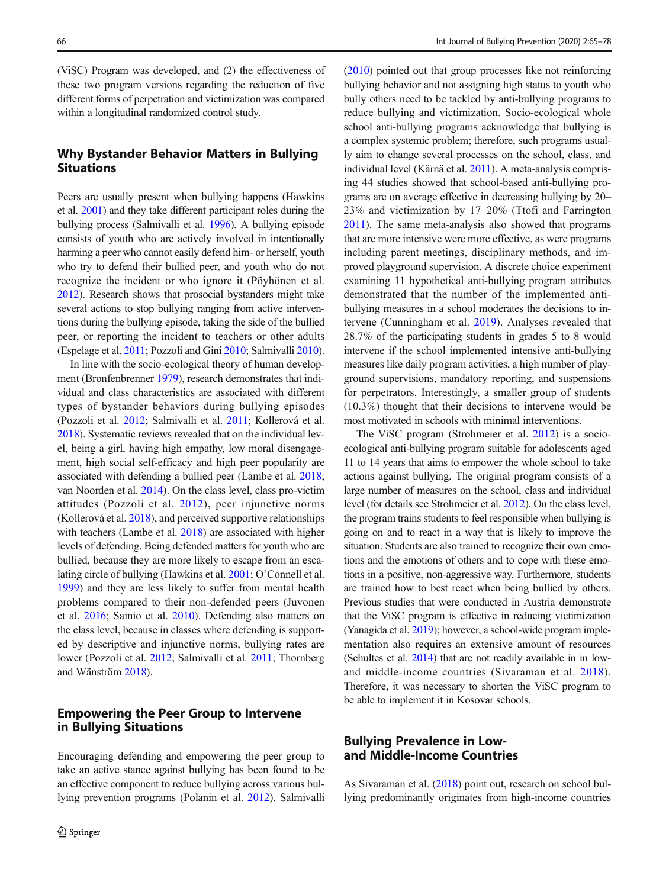(ViSC) Program was developed, and (2) the effectiveness of these two program versions regarding the reduction of five different forms of perpetration and victimization was compared within a longitudinal randomized control study.

## Why Bystander Behavior Matters in Bullying Situations

Peers are usually present when bullying happens (Hawkins et al. 2001) and they take different participant roles during the bullying process (Salmivalli et al. 1996). A bullying episode consists of youth who are actively involved in intentionally harming a peer who cannot easily defend him- or herself, youth who try to defend their bullied peer, and youth who do not recognize the incident or who ignore it (Pöyhönen et al. 2012). Research shows that prosocial bystanders might take several actions to stop bullying ranging from active interventions during the bullying episode, taking the side of the bullied peer, or reporting the incident to teachers or other adults (Espelage et al. 2011; Pozzoli and Gini 2010; Salmivalli 2010).

In line with the socio-ecological theory of human development (Bronfenbrenner 1979), research demonstrates that individual and class characteristics are associated with different types of bystander behaviors during bullying episodes (Pozzoli et al. 2012; Salmivalli et al. 2011; Kollerová et al. 2018). Systematic reviews revealed that on the individual level, being a girl, having high empathy, low moral disengagement, high social self-efficacy and high peer popularity are associated with defending a bullied peer (Lambe et al. 2018; van Noorden et al. 2014). On the class level, class pro-victim attitudes (Pozzoli et al. 2012), peer injunctive norms (Kollerová et al. 2018), and perceived supportive relationships with teachers (Lambe et al. 2018) are associated with higher levels of defending. Being defended matters for youth who are bullied, because they are more likely to escape from an escalating circle of bullying (Hawkins et al. 2001; O'Connell et al. 1999) and they are less likely to suffer from mental health problems compared to their non-defended peers (Juvonen et al. 2016; Sainio et al. 2010). Defending also matters on the class level, because in classes where defending is supported by descriptive and injunctive norms, bullying rates are lower (Pozzoli et al. 2012; Salmivalli et al. 2011; Thornberg and Wänström 2018).

## Empowering the Peer Group to Intervene in Bullying Situations

Encouraging defending and empowering the peer group to take an active stance against bullying has been found to be an effective component to reduce bullying across various bullying prevention programs (Polanin et al. 2012). Salmivalli (2010) pointed out that group processes like not reinforcing bullying behavior and not assigning high status to youth who bully others need to be tackled by anti-bullying programs to reduce bullying and victimization. Socio-ecological whole school anti-bullying programs acknowledge that bullying is a complex systemic problem; therefore, such programs usually aim to change several processes on the school, class, and individual level (Kärnä et al. 2011). A meta-analysis comprising 44 studies showed that school-based anti-bullying programs are on average effective in decreasing bullying by 20–23% and victimization by 17–20% (Ttofi and Farrington 2011). The same meta-analysis also showed that programs that are more intensive were more effective, as were programs including parent meetings, disciplinary methods, and improved playground supervision. A discrete choice experiment examining 11 hypothetical anti-bullying program attributes demonstrated that the number of the implemented anti-bullying measures in a school moderates the decisions to intervene (Cunningham et al. 2019). Analyses revealed that 28.7% of the participating students in grades 5 to 8 would intervene if the school implemented intensive anti-bullying measures like daily program activities, a high number of playground supervisions, mandatory reporting, and suspensions for perpetrators. Interestingly, a smaller group of students (10.3%) thought that their decisions to intervene would be most motivated in schools with minimal interventions.

The ViSC program (Strohmeier et al. 2012) is a socio-ecological anti-bullying program suitable for adolescents aged 11 to 14 years that aims to empower the whole school to take actions against bullying. The original program consists of a large number of measures on the school, class and individual level (for details see Strohmeier et al. 2012). On the class level, the program trains students to feel responsible when bullying is going on and to react in a way that is likely to improve the situation. Students are also trained to recognize their own emotions and the emotions of others and to cope with these emotions in a positive, non-aggressive way. Furthermore, students are trained how to best react when being bullied by others. Previous studies that were conducted in Austria demonstrate that the ViSC program is effective in reducing victimization (Yanagida et al. 2019); however, a school-wide program implementation also requires an extensive amount of resources (Schultes et al. 2014) that are not readily available in in low- and middle-income countries (Sivaraman et al. 2018). Therefore, it was necessary to shorten the ViSC program to be able to implement it in Kosovar schools.

## Bullying Prevalence in Low- and Middle-Income Countries

As Sivaraman et al. (2018) point out, research on school bullying predominantly originates from high-income countries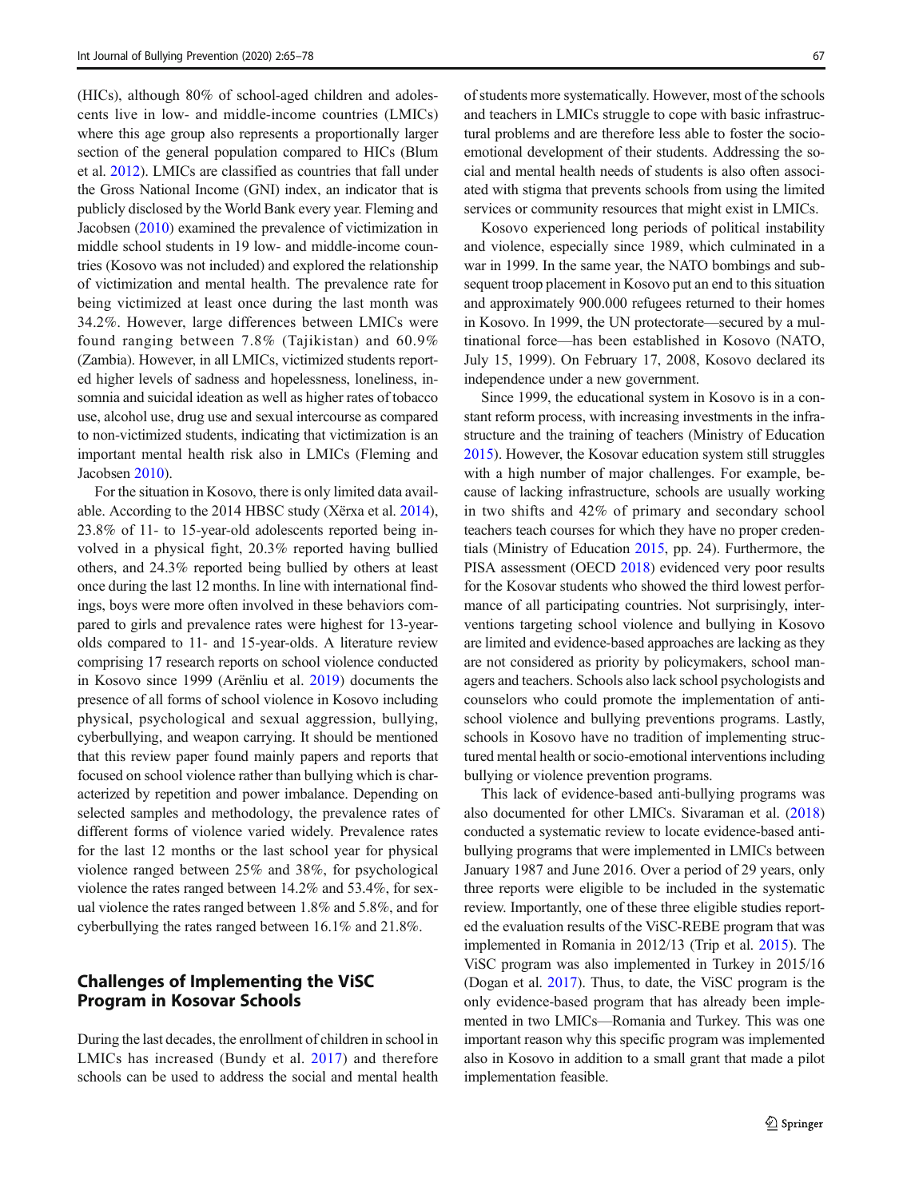(HICs), although 80% of school-aged children and adolescents live in low- and middle-income countries (LMICs) where this age group also represents a proportionally larger section of the general population compared to HICs (Blum et al. 2012). LMICs are classified as countries that fall under the Gross National Income (GNI) index, an indicator that is publicly disclosed by the World Bank every year. Fleming and Jacobsen (2010) examined the prevalence of victimization in middle school students in 19 low- and middle-income countries (Kosovo was not included) and explored the relationship of victimization and mental health. The prevalence rate for being victimized at least once during the last month was 34.2%. However, large differences between LMICs were found ranging between 7.8% (Tajikistan) and 60.9% (Zambia). However, in all LMICs, victimized students reported higher levels of sadness and hopelessness, loneliness, insomnia and suicidal ideation as well as higher rates of tobacco use, alcohol use, drug use and sexual intercourse as compared to non-victimized students, indicating that victimization is an important mental health risk also in LMICs (Fleming and Jacobsen 2010).

For the situation in Kosovo, there is only limited data available. According to the 2014 HBSC study (Xërxa et al. 2014), 23.8% of 11- to 15-year-old adolescents reported being involved in a physical fight, 20.3% reported having bullied others, and 24.3% reported being bullied by others at least once during the last 12 months. In line with international findings, boys were more often involved in these behaviors compared to girls and prevalence rates were highest for 13-year-olds compared to 11- and 15-year-olds. A literature review comprising 17 research reports on school violence conducted in Kosovo since 1999 (Arënliu et al. 2019) documents the presence of all forms of school violence in Kosovo including physical, psychological and sexual aggression, bullying, cyberbullying, and weapon carrying. It should be mentioned that this review paper found mainly papers and reports that focused on school violence rather than bullying which is characterized by repetition and power imbalance. Depending on selected samples and methodology, the prevalence rates of different forms of violence varied widely. Prevalence rates for the last 12 months or the last school year for physical violence ranged between 25% and 38%, for psychological violence the rates ranged between 14.2% and 53.4%, for sexual violence the rates ranged between 1.8% and 5.8%, and for cyberbullying the rates ranged between 16.1% and 21.8%.

## Challenges of Implementing the ViSC Program in Kosovar Schools

During the last decades, the enrollment of children in school in LMICs has increased (Bundy et al. 2017) and therefore schools can be used to address the social and mental health of students more systematically. However, most of the schools and teachers in LMICs struggle to cope with basic infrastructural problems and are therefore less able to foster the socio-emotional development of their students. Addressing the social and mental health needs of students is also often associated with stigma that prevents schools from using the limited services or community resources that might exist in LMICs.

Kosovo experienced long periods of political instability and violence, especially since 1989, which culminated in a war in 1999. In the same year, the NATO bombings and subsequent troop placement in Kosovo put an end to this situation and approximately 900.000 refugees returned to their homes in Kosovo. In 1999, the UN protectorate—secured by a multinational force—has been established in Kosovo (NATO, July 15, 1999). On February 17, 2008, Kosovo declared its independence under a new government.

Since 1999, the educational system in Kosovo is in a constant reform process, with increasing investments in the infrastructure and the training of teachers (Ministry of Education 2015). However, the Kosovar education system still struggles with a high number of major challenges. For example, because of lacking infrastructure, schools are usually working in two shifts and 42% of primary and secondary school teachers teach courses for which they have no proper credentials (Ministry of Education 2015, pp. 24). Furthermore, the PISA assessment (OECD 2018) evidenced very poor results for the Kosovar students who showed the third lowest performance of all participating countries. Not surprisingly, interventions targeting school violence and bullying in Kosovo are limited and evidence-based approaches are lacking as they are not considered as priority by policymakers, school managers and teachers. Schools also lack school psychologists and counselors who could promote the implementation of anti-school violence and bullying preventions programs. Lastly, schools in Kosovo have no tradition of implementing structured mental health or socio-emotional interventions including bullying or violence prevention programs.

This lack of evidence-based anti-bullying programs was also documented for other LMICs. Sivaraman et al. (2018) conducted a systematic review to locate evidence-based anti-bullying programs that were implemented in LMICs between January 1987 and June 2016. Over a period of 29 years, only three reports were eligible to be included in the systematic review. Importantly, one of these three eligible studies reported the evaluation results of the ViSC-REBE program that was implemented in Romania in 2012/13 (Trip et al. 2015). The ViSC program was also implemented in Turkey in 2015/16 (Dogan et al. 2017). Thus, to date, the ViSC program is the only evidence-based program that has already been implemented in two LMICs—Romania and Turkey. This was one important reason why this specific program was implemented also in Kosovo in addition to a small grant that made a pilot implementation feasible.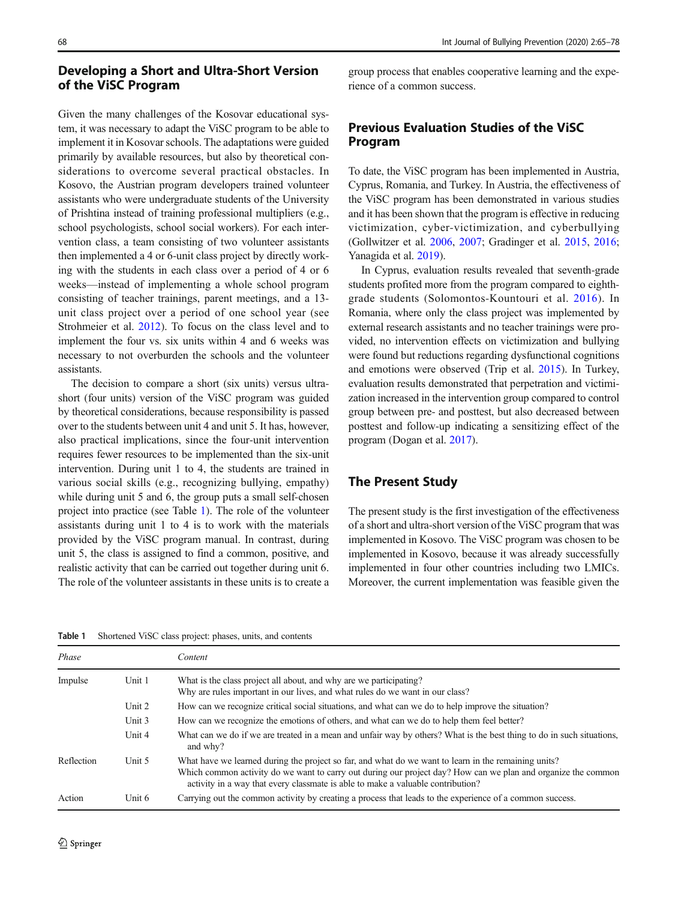## Developing a Short and Ultra-Short Version of the ViSC Program

Given the many challenges of the Kosovar educational system, it was necessary to adapt the ViSC program to be able to implement it in Kosovar schools. The adaptations were guided primarily by available resources, but also by theoretical considerations to overcome several practical obstacles. In Kosovo, the Austrian program developers trained volunteer assistants who were undergraduate students of the University of Prishtina instead of training professional multipliers (e.g., school psychologists, school social workers). For each intervention class, a team consisting of two volunteer assistants then implemented a 4 or 6-unit class project by directly working with the students in each class over a period of 4 or 6 weeks—instead of implementing a whole school program consisting of teacher trainings, parent meetings, and a 13-unit class project over a period of one school year (see Strohmeier et al. 2012). To focus on the class level and to implement the four vs. six units within 4 and 6 weeks was necessary to not overburden the schools and the volunteer assistants.

The decision to compare a short (six units) versus ultra-short (four units) version of the ViSC program was guided by theoretical considerations, because responsibility is passed over to the students between unit 4 and unit 5. It has, however, also practical implications, since the four-unit intervention requires fewer resources to be implemented than the six-unit intervention. During unit 1 to 4, the students are trained in various social skills (e.g., recognizing bullying, empathy) while during unit 5 and 6, the group puts a small self-chosen project into practice (see Table 1). The role of the volunteer assistants during unit 1 to 4 is to work with the materials provided by the ViSC program manual. In contrast, during unit 5, the class is assigned to find a common, positive, and realistic activity that can be carried out together during unit 6. The role of the volunteer assistants in these units is to create a group process that enables cooperative learning and the experience of a common success.

## Previous Evaluation Studies of the ViSC Program

To date, the ViSC program has been implemented in Austria, Cyprus, Romania, and Turkey. In Austria, the effectiveness of the ViSC program has been demonstrated in various studies and it has been shown that the program is effective in reducing victimization, cyber-victimization, and cyberbullying (Gollwitzer et al. 2006, 2007; Gradinger et al. 2015, 2016; Yanagida et al. 2019).

In Cyprus, evaluation results revealed that seventh-grade students profited more from the program compared to eighth-grade students (Solomontos-Kountouri et al. 2016). In Romania, where only the class project was implemented by external research assistants and no teacher trainings were provided, no intervention effects on victimization and bullying were found but reductions regarding dysfunctional cognitions and emotions were observed (Trip et al. 2015). In Turkey, evaluation results demonstrated that perpetration and victimization increased in the intervention group compared to control group between pre- and posttest, but also decreased between posttest and follow-up indicating a sensitizing effect of the program (Dogan et al. 2017).

## The Present Study

The present study is the first investigation of the effectiveness of a short and ultra-short version of the ViSC program that was implemented in Kosovo. The ViSC program was chosen to be implemented in Kosovo, because it was already successfully implemented in four other countries including two LMICs. Moreover, the current implementation was feasible given the

**Table 1** Shortened ViSC class project: phases, units, and contents

| *Phase* | | *Content* |
|---|---|---|
| Impulse | Unit 1 | What is the class project all about, and why are we participating? Why are rules important in our lives, and what rules do we want in our class? |
| | Unit 2 | How can we recognize critical social situations, and what can we do to help improve the situation? |
| | Unit 3 | How can we recognize the emotions of others, and what can we do to help them feel better? |
| | Unit 4 | What can we do if we are treated in a mean and unfair way by others? What is the best thing to do in such situations, and why? |
| Reflection | Unit 5 | What have we learned during the project so far, and what do we want to learn in the remaining units? Which common activity do we want to carry out during our project day? How can we plan and organize the common activity in a way that every classmate is able to make a valuable contribution? |
| Action | Unit 6 | Carrying out the common activity by creating a process that leads to the experience of a common success. |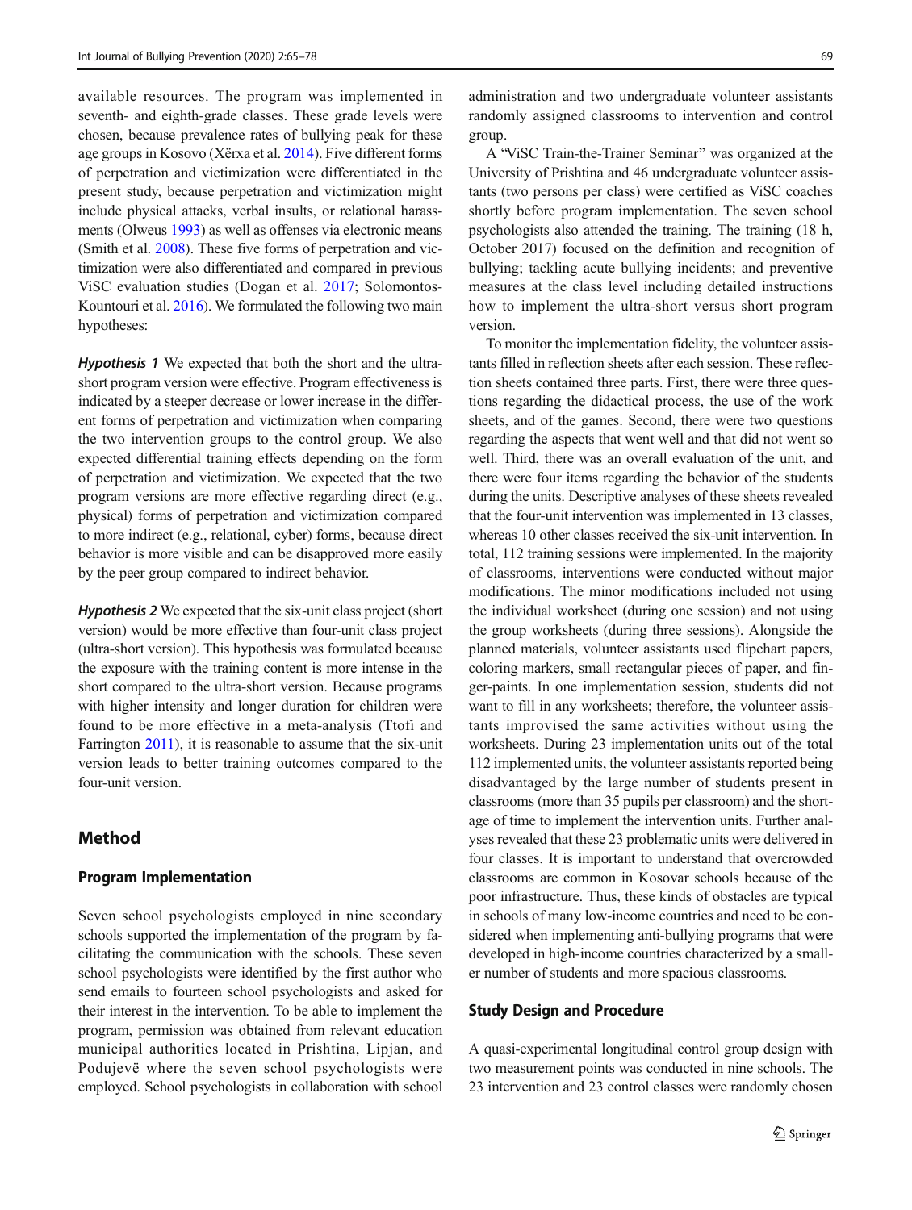available resources. The program was implemented in seventh- and eighth-grade classes. These grade levels were chosen, because prevalence rates of bullying peak for these age groups in Kosovo (Xërxa et al. 2014). Five different forms of perpetration and victimization were differentiated in the present study, because perpetration and victimization might include physical attacks, verbal insults, or relational harassments (Olweus 1993) as well as offenses via electronic means (Smith et al. 2008). These five forms of perpetration and victimization were also differentiated and compared in previous ViSC evaluation studies (Dogan et al. 2017; Solomontos-Kountouri et al. 2016). We formulated the following two main hypotheses:

***Hypothesis 1*** We expected that both the short and the ultra-short program version were effective. Program effectiveness is indicated by a steeper decrease or lower increase in the different forms of perpetration and victimization when comparing the two intervention groups to the control group. We also expected differential training effects depending on the form of perpetration and victimization. We expected that the two program versions are more effective regarding direct (e.g., physical) forms of perpetration and victimization compared to more indirect (e.g., relational, cyber) forms, because direct behavior is more visible and can be disapproved more easily by the peer group compared to indirect behavior.

***Hypothesis 2*** We expected that the six-unit class project (short version) would be more effective than four-unit class project (ultra-short version). This hypothesis was formulated because the exposure with the training content is more intense in the short compared to the ultra-short version. Because programs with higher intensity and longer duration for children were found to be more effective in a meta-analysis (Ttofi and Farrington 2011), it is reasonable to assume that the six-unit version leads to better training outcomes compared to the four-unit version.

## Method

### Program Implementation

Seven school psychologists employed in nine secondary schools supported the implementation of the program by facilitating the communication with the schools. These seven school psychologists were identified by the first author who send emails to fourteen school psychologists and asked for their interest in the intervention. To be able to implement the program, permission was obtained from relevant education municipal authorities located in Prishtina, Lipjan, and Podujevë where the seven school psychologists were employed. School psychologists in collaboration with school administration and two undergraduate volunteer assistants randomly assigned classrooms to intervention and control group.

A "ViSC Train-the-Trainer Seminar" was organized at the University of Prishtina and 46 undergraduate volunteer assistants (two persons per class) were certified as ViSC coaches shortly before program implementation. The seven school psychologists also attended the training. The training (18 h, October 2017) focused on the definition and recognition of bullying; tackling acute bullying incidents; and preventive measures at the class level including detailed instructions how to implement the ultra-short versus short program version.

To monitor the implementation fidelity, the volunteer assistants filled in reflection sheets after each session. These reflection sheets contained three parts. First, there were three questions regarding the didactical process, the use of the work sheets, and of the games. Second, there were two questions regarding the aspects that went well and that did not went so well. Third, there was an overall evaluation of the unit, and there were four items regarding the behavior of the students during the units. Descriptive analyses of these sheets revealed that the four-unit intervention was implemented in 13 classes, whereas 10 other classes received the six-unit intervention. In total, 112 training sessions were implemented. In the majority of classrooms, interventions were conducted without major modifications. The minor modifications included not using the individual worksheet (during one session) and not using the group worksheets (during three sessions). Alongside the planned materials, volunteer assistants used flipchart papers, coloring markers, small rectangular pieces of paper, and finger-paints. In one implementation session, students did not want to fill in any worksheets; therefore, the volunteer assistants improvised the same activities without using the worksheets. During 23 implementation units out of the total 112 implemented units, the volunteer assistants reported being disadvantaged by the large number of students present in classrooms (more than 35 pupils per classroom) and the shortage of time to implement the intervention units. Further analyses revealed that these 23 problematic units were delivered in four classes. It is important to understand that overcrowded classrooms are common in Kosovar schools because of the poor infrastructure. Thus, these kinds of obstacles are typical in schools of many low-income countries and need to be considered when implementing anti-bullying programs that were developed in high-income countries characterized by a smaller number of students and more spacious classrooms.

### Study Design and Procedure

A quasi-experimental longitudinal control group design with two measurement points was conducted in nine schools. The 23 intervention and 23 control classes were randomly chosen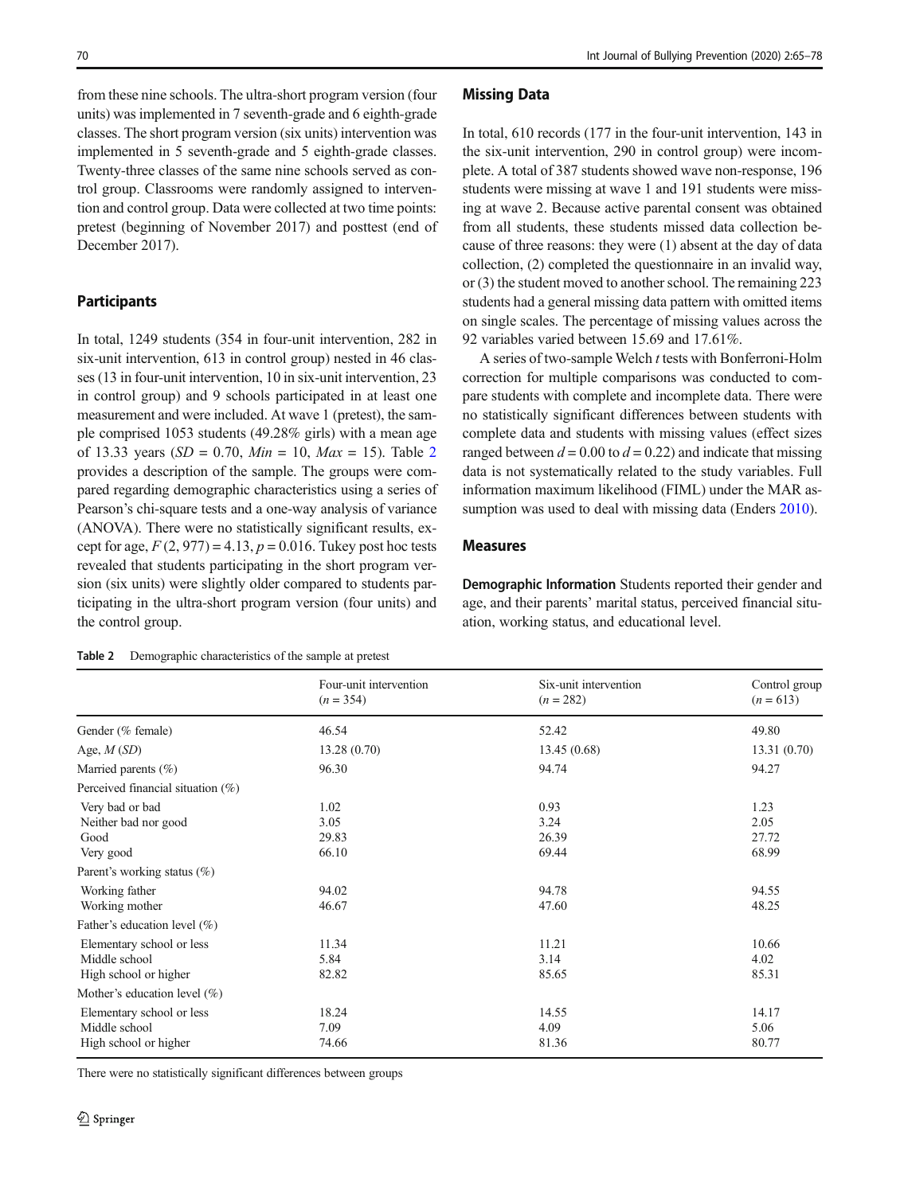from these nine schools. The ultra-short program version (four units) was implemented in 7 seventh-grade and 6 eighth-grade classes. The short program version (six units) intervention was implemented in 5 seventh-grade and 5 eighth-grade classes. Twenty-three classes of the same nine schools served as control group. Classrooms were randomly assigned to intervention and control group. Data were collected at two time points: pretest (beginning of November 2017) and posttest (end of December 2017).

## Participants

In total, 1249 students (354 in four-unit intervention, 282 in six-unit intervention, 613 in control group) nested in 46 classes (13 in four-unit intervention, 10 in six-unit intervention, 23 in control group) and 9 schools participated in at least one measurement and were included. At wave 1 (pretest), the sample comprised 1053 students (49.28% girls) with a mean age of 13.33 years ($SD$ = 0.70, $Min$ = 10, $Max$ = 15). Table 2 provides a description of the sample. The groups were compared regarding demographic characteristics using a series of Pearson's chi-square tests and a one-way analysis of variance (ANOVA). There were no statistically significant results, except for age, $F\,(2, 977) = 4.13$, $p = 0.016$. Tukey post hoc tests revealed that students participating in the short program version (six units) were slightly older compared to students participating in the ultra-short program version (four units) and the control group.

## Missing Data

In total, 610 records (177 in the four-unit intervention, 143 in the six-unit intervention, 290 in control group) were incomplete. A total of 387 students showed wave non-response, 196 students were missing at wave 1 and 191 students were missing at wave 2. Because active parental consent was obtained from all students, these students missed data collection because of three reasons: they were (1) absent at the day of data collection, (2) completed the questionnaire in an invalid way, or (3) the student moved to another school. The remaining 223 students had a general missing data pattern with omitted items on single scales. The percentage of missing values across the 92 variables varied between 15.69 and 17.61%.

A series of two-sample Welch $t$ tests with Bonferroni-Holm correction for multiple comparisons was conducted to compare students with complete and incomplete data. There were no statistically significant differences between students with complete data and students with missing values (effect sizes ranged between $d = 0.00$ to $d = 0.22$) and indicate that missing data is not systematically related to the study variables. Full information maximum likelihood (FIML) under the MAR assumption was used to deal with missing data (Enders 2010).

## Measures

**Demographic Information** Students reported their gender and age, and their parents' marital status, perceived financial situation, working status, and educational level.

**Table 2** Demographic characteristics of the sample at pretest

| | Four-unit intervention ($n$ = 354) | Six-unit intervention ($n$ = 282) | Control group ($n$ = 613) |
|---|---|---|---|
| Gender (% female) | 46.54 | 52.42 | 49.80 |
| Age, $M$ ($SD$) | 13.28 (0.70) | 13.45 (0.68) | 13.31 (0.70) |
| Married parents (%) | 96.30 | 94.74 | 94.27 |
| Perceived financial situation (%) | | | |
| Very bad or bad | 1.02 | 0.93 | 1.23 |
| Neither bad nor good | 3.05 | 3.24 | 2.05 |
| Good | 29.83 | 26.39 | 27.72 |
| Very good | 66.10 | 69.44 | 68.99 |
| Parent's working status (%) | | | |
| Working father | 94.02 | 94.78 | 94.55 |
| Working mother | 46.67 | 47.60 | 48.25 |
| Father's education level (%) | | | |
| Elementary school or less | 11.34 | 11.21 | 10.66 |
| Middle school | 5.84 | 3.14 | 4.02 |
| High school or higher | 82.82 | 85.65 | 85.31 |
| Mother's education level (%) | | | |
| Elementary school or less | 18.24 | 14.55 | 14.17 |
| Middle school | 7.09 | 4.09 | 5.06 |
| High school or higher | 74.66 | 81.36 | 80.77 |

There were no statistically significant differences between groups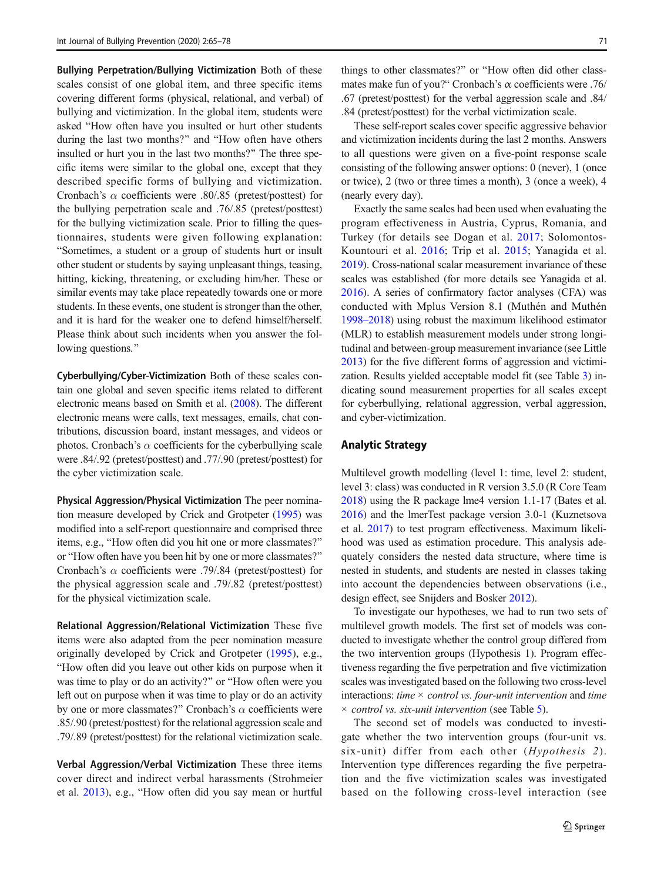**Bullying Perpetration/Bullying Victimization** Both of these scales consist of one global item, and three specific items covering different forms (physical, relational, and verbal) of bullying and victimization. In the global item, students were asked "How often have you insulted or hurt other students during the last two months?" and "How often have others insulted or hurt you in the last two months?" The three specific items were similar to the global one, except that they described specific forms of bullying and victimization. Cronbach's $\alpha$ coefficients were .80/.85 (pretest/posttest) for the bullying perpetration scale and .76/.85 (pretest/posttest) for the bullying victimization scale. Prior to filling the questionnaires, students were given following explanation: "Sometimes, a student or a group of students hurt or insult other student or students by saying unpleasant things, teasing, hitting, kicking, threatening, or excluding him/her. These or similar events may take place repeatedly towards one or more students. In these events, one student is stronger than the other, and it is hard for the weaker one to defend himself/herself. Please think about such incidents when you answer the following questions."

**Cyberbullying/Cyber-Victimization** Both of these scales contain one global and seven specific items related to different electronic means based on Smith et al. (2008). The different electronic means were calls, text messages, emails, chat contributions, discussion board, instant messages, and videos or photos. Cronbach's $\alpha$ coefficients for the cyberbullying scale were .84/.92 (pretest/posttest) and .77/.90 (pretest/posttest) for the cyber victimization scale.

**Physical Aggression/Physical Victimization** The peer nomination measure developed by Crick and Grotpeter (1995) was modified into a self-report questionnaire and comprised three items, e.g., "How often did you hit one or more classmates?" or "How often have you been hit by one or more classmates?" Cronbach's $\alpha$ coefficients were .79/.84 (pretest/posttest) for the physical aggression scale and .79/.82 (pretest/posttest) for the physical victimization scale.

**Relational Aggression/Relational Victimization** These five items were also adapted from the peer nomination measure originally developed by Crick and Grotpeter (1995), e.g., "How often did you leave out other kids on purpose when it was time to play or do an activity?" or "How often were you left out on purpose when it was time to play or do an activity by one or more classmates?" Cronbach's $\alpha$ coefficients were .85/.90 (pretest/posttest) for the relational aggression scale and .79/.89 (pretest/posttest) for the relational victimization scale.

**Verbal Aggression/Verbal Victimization** These three items cover direct and indirect verbal harassments (Strohmeier et al. 2013), e.g., "How often did you say mean or hurtful things to other classmates?" or "How often did other classmates make fun of you?" Cronbach's $\alpha$ coefficients were .76/.67 (pretest/posttest) for the verbal aggression scale and .84/.84 (pretest/posttest) for the verbal victimization scale.

These self-report scales cover specific aggressive behavior and victimization incidents during the last 2 months. Answers to all questions were given on a five-point response scale consisting of the following answer options: 0 (never), 1 (once or twice), 2 (two or three times a month), 3 (once a week), 4 (nearly every day).

Exactly the same scales had been used when evaluating the program effectiveness in Austria, Cyprus, Romania, and Turkey (for details see Dogan et al. 2017; Solomontos-Kountouri et al. 2016; Trip et al. 2015; Yanagida et al. 2019). Cross-national scalar measurement invariance of these scales was established (for more details see Yanagida et al. 2016). A series of confirmatory factor analyses (CFA) was conducted with Mplus Version 8.1 (Muthén and Muthén 1998–2018) using robust the maximum likelihood estimator (MLR) to establish measurement models under strong longitudinal and between-group measurement invariance (see Little 2013) for the five different forms of aggression and victimization. Results yielded acceptable model fit (see Table 3) indicating sound measurement properties for all scales except for cyberbullying, relational aggression, verbal aggression, and cyber-victimization.

## Analytic Strategy

Multilevel growth modelling (level 1: time, level 2: student, level 3: class) was conducted in R version 3.5.0 (R Core Team 2018) using the R package lme4 version 1.1-17 (Bates et al. 2016) and the lmerTest package version 3.0-1 (Kuznetsova et al. 2017) to test program effectiveness. Maximum likelihood was used as estimation procedure. This analysis adequately considers the nested data structure, where time is nested in students, and students are nested in classes taking into account the dependencies between observations (i.e., design effect, see Snijders and Bosker 2012).

To investigate our hypotheses, we had to run two sets of multilevel growth models. The first set of models was conducted to investigate whether the control group differed from the two intervention groups (Hypothesis 1). Program effectiveness regarding the five perpetration and five victimization scales was investigated based on the following two cross-level interactions: *time* × *control vs. four-unit intervention* and *time* × *control vs. six-unit intervention* (see Table 5).

The second set of models was conducted to investigate whether the two intervention groups (four-unit vs. six-unit) differ from each other (*Hypothesis 2*). Intervention type differences regarding the five perpetration and the five victimization scales was investigated based on the following cross-level interaction (see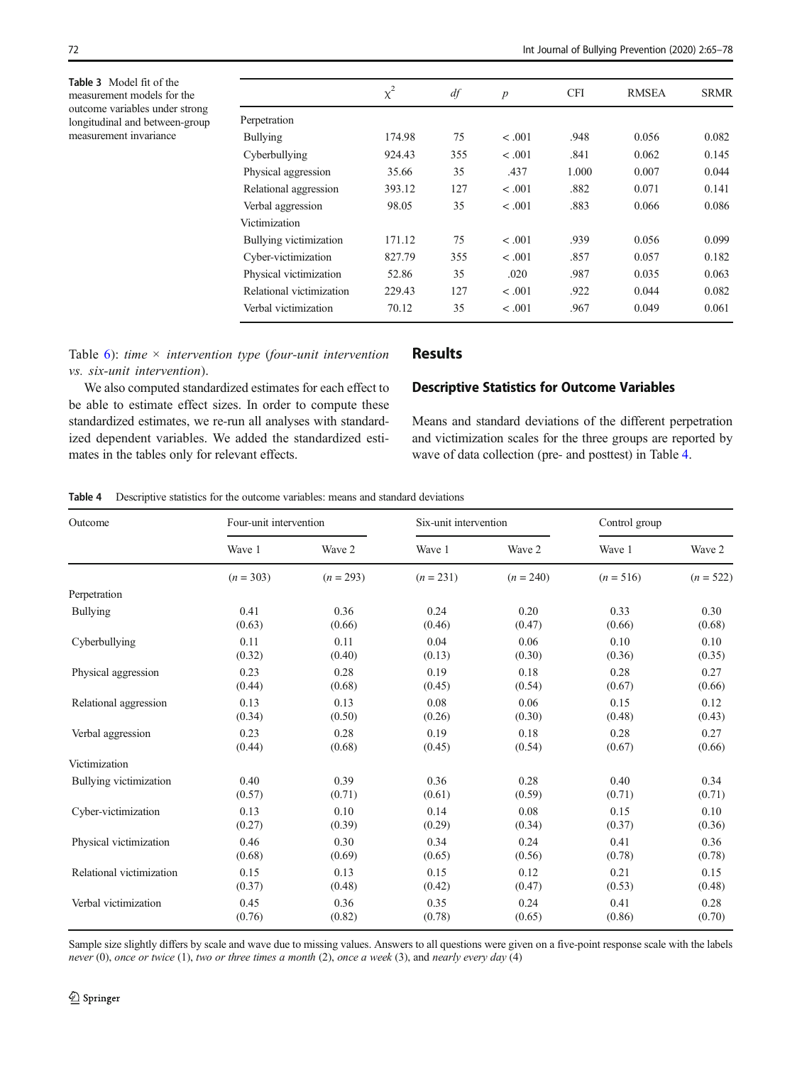**Table 3** Model fit of the measurement models for the outcome variables under strong longitudinal and between-group measurement invariance

| | $\chi^2$ | *df* | *p* | CFI | RMSEA | SRMR |
|---|---|---|---|---|---|---|
| Perpetration | | | | | | |
| Bullying | 174.98 | 75 | < .001 | .948 | 0.056 | 0.082 |
| Cyberbullying | 924.43 | 355 | < .001 | .841 | 0.062 | 0.145 |
| Physical aggression | 35.66 | 35 | .437 | 1.000 | 0.007 | 0.044 |
| Relational aggression | 393.12 | 127 | < .001 | .882 | 0.071 | 0.141 |
| Verbal aggression | 98.05 | 35 | < .001 | .883 | 0.066 | 0.086 |
| Victimization | | | | | | |
| Bullying victimization | 171.12 | 75 | < .001 | .939 | 0.056 | 0.099 |
| Cyber-victimization | 827.79 | 355 | < .001 | .857 | 0.057 | 0.182 |
| Physical victimization | 52.86 | 35 | .020 | .987 | 0.035 | 0.063 |
| Relational victimization | 229.43 | 127 | < .001 | .922 | 0.044 | 0.082 |
| Verbal victimization | 70.12 | 35 | < .001 | .967 | 0.049 | 0.061 |

Table 6): *time × intervention type* (*four-unit intervention vs. six-unit intervention*).

We also computed standardized estimates for each effect to be able to estimate effect sizes. In order to compute these standardized estimates, we re-run all analyses with standardized dependent variables. We added the standardized estimates in the tables only for relevant effects.

## Results

### Descriptive Statistics for Outcome Variables

Means and standard deviations of the different perpetration and victimization scales for the three groups are reported by wave of data collection (pre- and posttest) in Table 4.

**Table 4** Descriptive statistics for the outcome variables: means and standard deviations

| Outcome | Four-unit intervention | | Six-unit intervention | | Control group | |
|---|---|---|---|---|---|---|
| | Wave 1 | Wave 2 | Wave 1 | Wave 2 | Wave 1 | Wave 2 |
| | (*n* = 303) | (*n* = 293) | (*n* = 231) | (*n* = 240) | (*n* = 516) | (*n* = 522) |
| Perpetration | | | | | | |
| Bullying | 0.41 (0.63) | 0.36 (0.66) | 0.24 (0.46) | 0.20 (0.47) | 0.33 (0.66) | 0.30 (0.68) |
| Cyberbullying | 0.11 (0.32) | 0.11 (0.40) | 0.04 (0.13) | 0.06 (0.30) | 0.10 (0.36) | 0.10 (0.35) |
| Physical aggression | 0.23 (0.44) | 0.28 (0.68) | 0.19 (0.45) | 0.18 (0.54) | 0.28 (0.67) | 0.27 (0.66) |
| Relational aggression | 0.13 (0.34) | 0.13 (0.50) | 0.08 (0.26) | 0.06 (0.30) | 0.15 (0.48) | 0.12 (0.43) |
| Verbal aggression | 0.23 (0.44) | 0.28 (0.68) | 0.19 (0.45) | 0.18 (0.54) | 0.28 (0.67) | 0.27 (0.66) |
| Victimization | | | | | | |
| Bullying victimization | 0.40 (0.57) | 0.39 (0.71) | 0.36 (0.61) | 0.28 (0.59) | 0.40 (0.71) | 0.34 (0.71) |
| Cyber-victimization | 0.13 (0.27) | 0.10 (0.39) | 0.14 (0.29) | 0.08 (0.34) | 0.15 (0.37) | 0.10 (0.36) |
| Physical victimization | 0.46 (0.68) | 0.30 (0.69) | 0.34 (0.65) | 0.24 (0.56) | 0.41 (0.78) | 0.36 (0.78) |
| Relational victimization | 0.15 (0.37) | 0.13 (0.48) | 0.15 (0.42) | 0.12 (0.47) | 0.21 (0.53) | 0.15 (0.48) |
| Verbal victimization | 0.45 (0.76) | 0.36 (0.82) | 0.35 (0.78) | 0.24 (0.65) | 0.41 (0.86) | 0.28 (0.70) |

Sample size slightly differs by scale and wave due to missing values. Answers to all questions were given on a five-point response scale with the labels *never* (0), *once or twice* (1), *two or three times a month* (2), *once a week* (3), and *nearly every day* (4)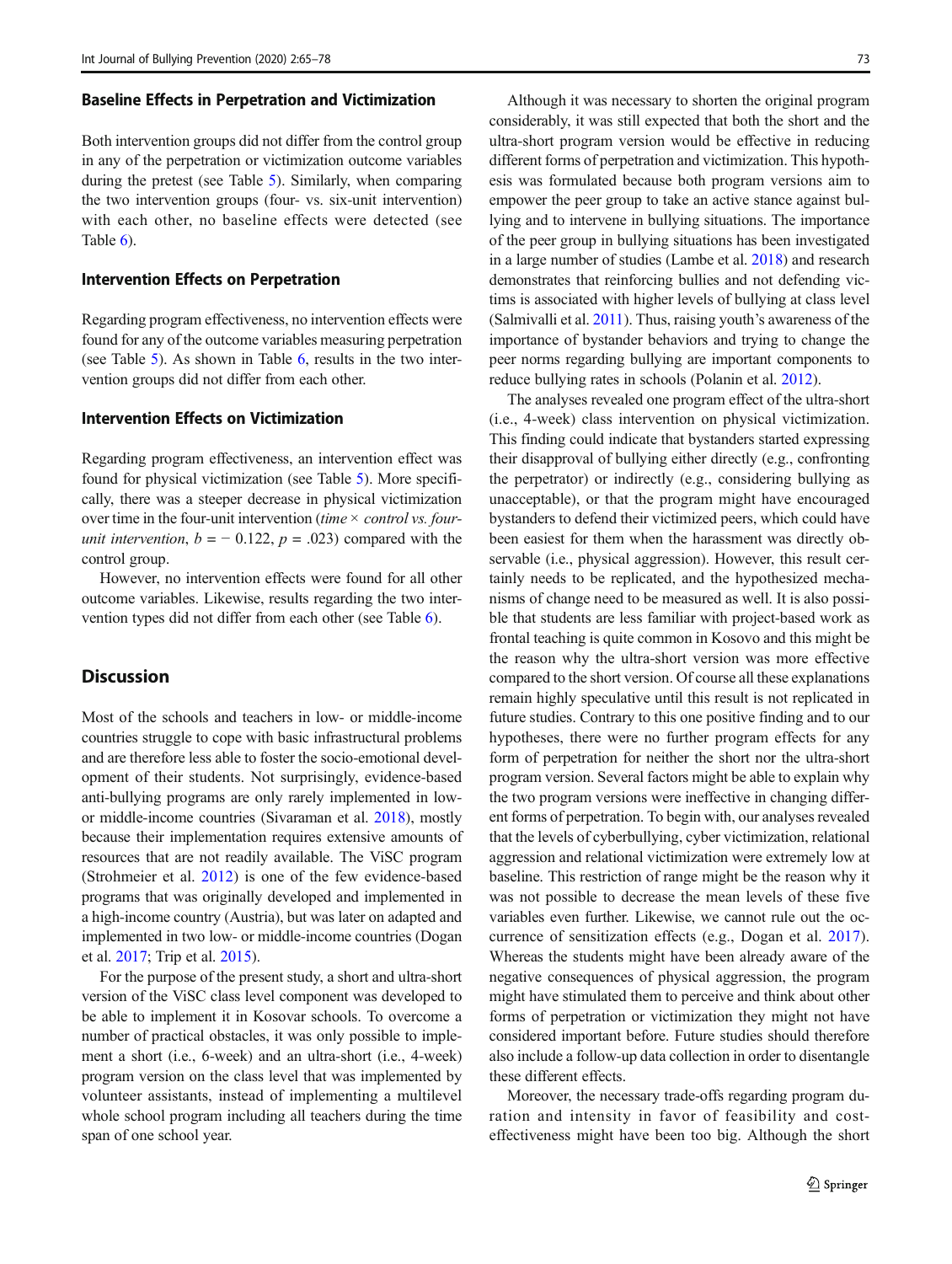### Baseline Effects in Perpetration and Victimization

Both intervention groups did not differ from the control group in any of the perpetration or victimization outcome variables during the pretest (see Table 5). Similarly, when comparing the two intervention groups (four- vs. six-unit intervention) with each other, no baseline effects were detected (see Table 6).

### Intervention Effects on Perpetration

Regarding program effectiveness, no intervention effects were found for any of the outcome variables measuring perpetration (see Table 5). As shown in Table 6, results in the two intervention groups did not differ from each other.

### Intervention Effects on Victimization

Regarding program effectiveness, an intervention effect was found for physical victimization (see Table 5). More specifically, there was a steeper decrease in physical victimization over time in the four-unit intervention (*time × control vs. four-unit intervention*, $b = -0.122$, $p = .023$) compared with the control group.

However, no intervention effects were found for all other outcome variables. Likewise, results regarding the two intervention types did not differ from each other (see Table 6).

## Discussion

Most of the schools and teachers in low- or middle-income countries struggle to cope with basic infrastructural problems and are therefore less able to foster the socio-emotional development of their students. Not surprisingly, evidence-based anti-bullying programs are only rarely implemented in low- or middle-income countries (Sivaraman et al. 2018), mostly because their implementation requires extensive amounts of resources that are not readily available. The ViSC program (Strohmeier et al. 2012) is one of the few evidence-based programs that was originally developed and implemented in a high-income country (Austria), but was later on adapted and implemented in two low- or middle-income countries (Dogan et al. 2017; Trip et al. 2015).

For the purpose of the present study, a short and ultra-short version of the ViSC class level component was developed to be able to implement it in Kosovar schools. To overcome a number of practical obstacles, it was only possible to implement a short (i.e., 6-week) and an ultra-short (i.e., 4-week) program version on the class level that was implemented by volunteer assistants, instead of implementing a multilevel whole school program including all teachers during the time span of one school year.

Although it was necessary to shorten the original program considerably, it was still expected that both the short and the ultra-short program version would be effective in reducing different forms of perpetration and victimization. This hypothesis was formulated because both program versions aim to empower the peer group to take an active stance against bullying and to intervene in bullying situations. The importance of the peer group in bullying situations has been investigated in a large number of studies (Lambe et al. 2018) and research demonstrates that reinforcing bullies and not defending victims is associated with higher levels of bullying at class level (Salmivalli et al. 2011). Thus, raising youth's awareness of the importance of bystander behaviors and trying to change the peer norms regarding bullying are important components to reduce bullying rates in schools (Polanin et al. 2012).

The analyses revealed one program effect of the ultra-short (i.e., 4-week) class intervention on physical victimization. This finding could indicate that bystanders started expressing their disapproval of bullying either directly (e.g., confronting the perpetrator) or indirectly (e.g., considering bullying as unacceptable), or that the program might have encouraged bystanders to defend their victimized peers, which could have been easiest for them when the harassment was directly observable (i.e., physical aggression). However, this result certainly needs to be replicated, and the hypothesized mechanisms of change need to be measured as well. It is also possible that students are less familiar with project-based work as frontal teaching is quite common in Kosovo and this might be the reason why the ultra-short version was more effective compared to the short version. Of course all these explanations remain highly speculative until this result is not replicated in future studies. Contrary to this one positive finding and to our hypotheses, there were no further program effects for any form of perpetration for neither the short nor the ultra-short program version. Several factors might be able to explain why the two program versions were ineffective in changing different forms of perpetration. To begin with, our analyses revealed that the levels of cyberbullying, cyber victimization, relational aggression and relational victimization were extremely low at baseline. This restriction of range might be the reason why it was not possible to decrease the mean levels of these five variables even further. Likewise, we cannot rule out the occurrence of sensitization effects (e.g., Dogan et al. 2017). Whereas the students might have been already aware of the negative consequences of physical aggression, the program might have stimulated them to perceive and think about other forms of perpetration or victimization they might not have considered important before. Future studies should therefore also include a follow-up data collection in order to disentangle these different effects.

Moreover, the necessary trade-offs regarding program duration and intensity in favor of feasibility and cost-effectiveness might have been too big. Although the short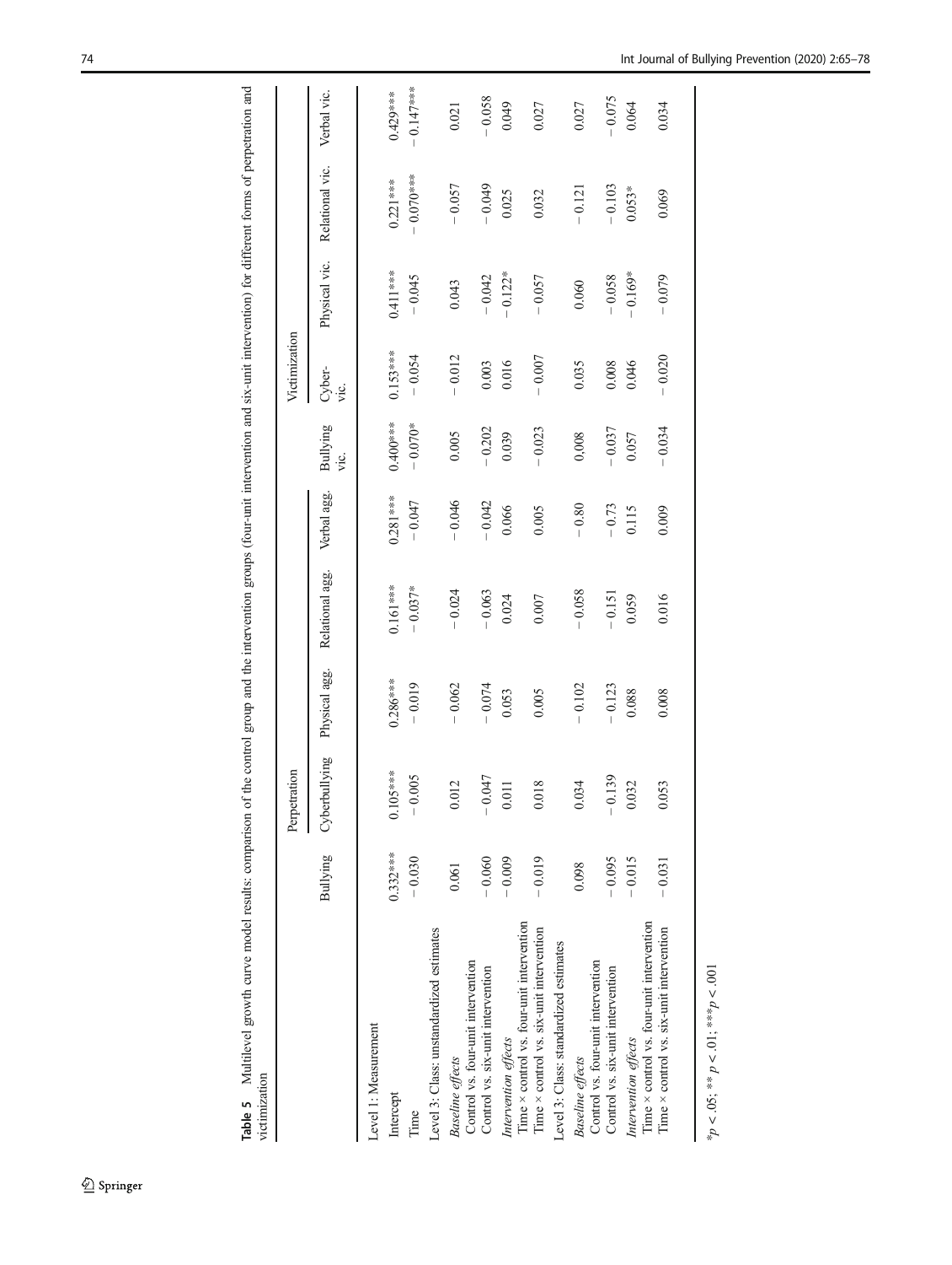**Table 5** Multilevel growth curve model results: comparison of the control group and the intervention groups (four-unit intervention and six-unit intervention) for different forms of perpetration and victimization

| | Perpetration | | | | | Victimization | | | | |
|---|---|---|---|---|---|---|---|---|---|---|
| | Bullying | Cyberbullying | Physical agg. | Relational agg. | Verbal agg. | Bullying vic. | Cyber-vic. | Physical vic. | Relational vic. | Verbal vic. |
| Level 1: Measurement | | | | | | | | | | |
| Intercept | 0.332*** | 0.105*** | 0.286*** | 0.161*** | 0.281*** | 0.400*** | 0.153*** | 0.411*** | 0.221*** | 0.429*** |
| Time | − 0.030 | − 0.005 | − 0.019 | − 0.037* | − 0.047 | − 0.070* | − 0.054 | − 0.045 | − 0.070*** | − 0.147*** |
| Level 3: Class: unstandardized estimates | | | | | | | | | | |
| *Baseline effects* | | | | | | | | | | |
| Control vs. four-unit intervention | 0.061 | 0.012 | − 0.062 | − 0.024 | − 0.046 | 0.005 | − 0.012 | 0.043 | − 0.057 | 0.021 |
| Control vs. six-unit intervention | − 0.060 | − 0.047 | − 0.074 | − 0.063 | − 0.042 | − 0.202 | 0.003 | − 0.042 | − 0.049 | − 0.058 |
| *Intervention effects* | | | | | | | | | | |
| Time × control vs. four-unit intervention | − 0.009 | 0.011 | 0.053 | 0.024 | 0.066 | 0.039 | 0.016 | − 0.122* | 0.025 | 0.049 |
| Time × control vs. six-unit intervention | − 0.019 | 0.018 | 0.005 | 0.007 | 0.005 | − 0.023 | − 0.007 | − 0.057 | 0.032 | 0.027 |
| Level 3: Class: standardized estimates | | | | | | | | | | |
| *Baseline effects* | | | | | | | | | | |
| Control vs. four-unit intervention | 0.098 | 0.034 | − 0.102 | − 0.058 | − 0.80 | 0,008 | 0.035 | 0.060 | − 0.121 | 0.027 |
| Control vs. six-unit intervention | − 0.095 | − 0.139 | − 0.123 | − 0.151 | − 0.73 | − 0.037 | 0.008 | − 0.058 | − 0.103 | − 0.075 |
| *Intervention effects* | | | | | | | | | | |
| Time × control vs. four-unit intervention | − 0.015 | 0.032 | 0.088 | 0.059 | 0.115 | 0.057 | 0.046 | − 0.169* | 0.053* | 0.064 |
| Time × control vs. six-unit intervention | − 0.031 | 0.053 | 0.008 | 0.016 | 0.009 | − 0.034 | − 0.020 | − 0.079 | 0.069 | 0.034 |

*$p < .05$; ** $p < .01$; ***$p < .001$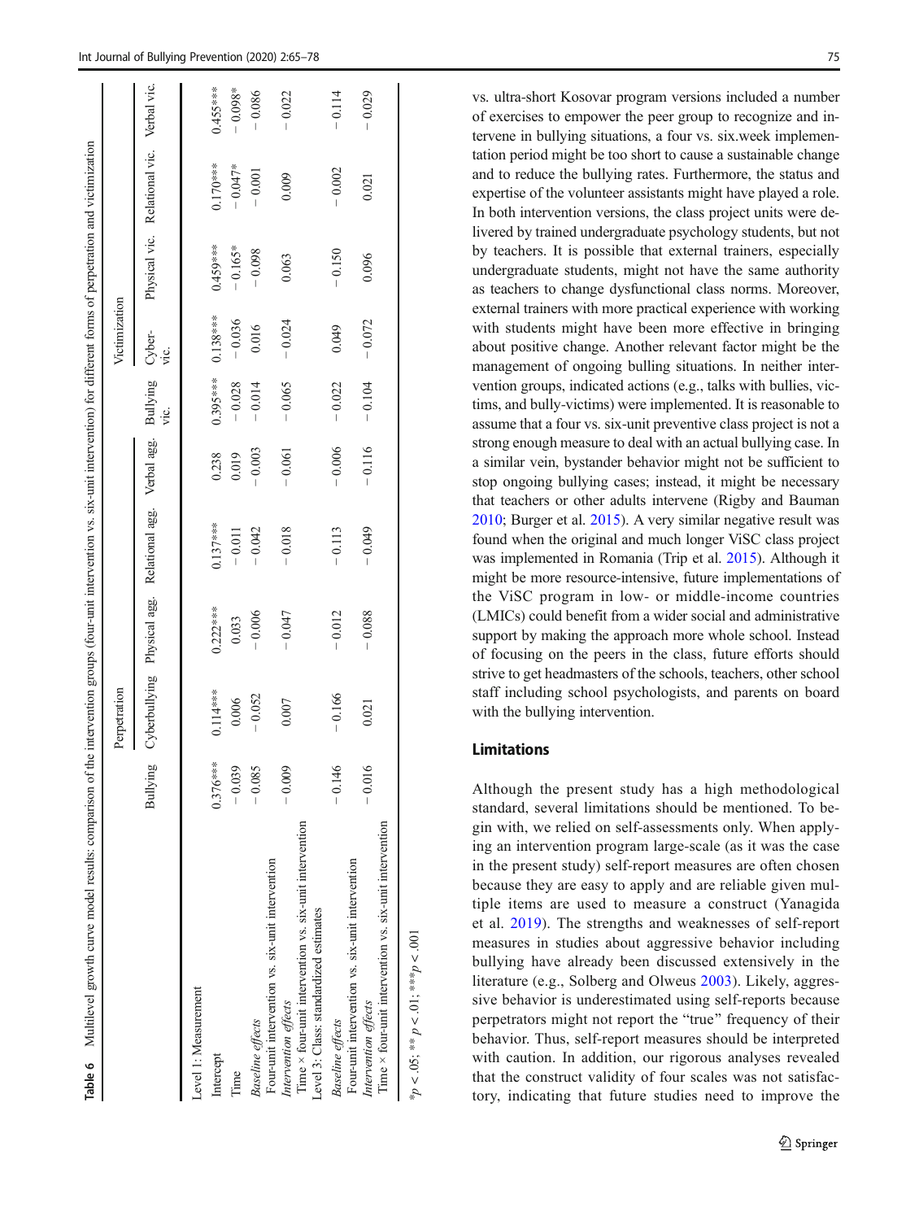**Table 6** Multilevel growth curve model results: comparison of the intervention groups (four-unit intervention vs. six-unit intervention) for different forms of perpetration and victimization

| | Perpetration | | | | | Victimization | | | | |
|---|---|---|---|---|---|---|---|---|---|---|
| | Bullying | Cyberbullying | Physical agg. | Relational agg. | Verbal agg. | Bullying vic. | Cyber-vic. | Physical vic. | Relational vic. | Verbal vic. |
| Level 1: Measurement | | | | | | | | | | |
| Intercept | 0.376*** | 0.114*** | 0.222*** | 0.137*** | 0.238 | 0.395*** | 0.138*** | 0.459*** | 0.170*** | 0.455*** |
| Time | − 0.039 | 0.006 | 0.033 | − 0.011 | 0.019 | − 0.028 | − 0.036 | − 0.165* | − 0.047* | − 0.098* |
| *Baseline effects* | | | | | | | | | | |
| Four-unit intervention vs. six-unit intervention | − 0.085 | − 0.052 | − 0.006 | − 0.042 | − 0.003 | − 0.014 | 0.016 | − 0.098 | − 0.001 | − 0.086 |
| *Intervention effects* | | | | | | | | | | |
| Time × four-unit intervention vs. six-unit intervention | − 0.009 | 0.007 | − 0.047 | − 0.018 | − 0.061 | − 0.065 | − 0.024 | 0.063 | 0.009 | − 0.022 |
| Level 3: Class: standardized estimates | | | | | | | | | | |
| *Baseline effects* | | | | | | | | | | |
| Four-unit intervention vs. six-unit intervention | − 0.146 | − 0.166 | − 0.012 | − 0.113 | − 0.006 | − 0.022 | 0.049 | − 0.150 | − 0.002 | − 0.114 |
| *Intervention effects* | | | | | | | | | | |
| Time × four-unit intervention vs. six-unit intervention | − 0.016 | 0.021 | − 0.088 | − 0.049 | − 0.116 | − 0.104 | − 0.072 | 0.096 | 0.021 | − 0.029 |

*$p < .05$; ** $p < .01$; *** $p < .001$

vs. ultra-short Kosovar program versions included a number of exercises to empower the peer group to recognize and intervene in bullying situations, a four vs. six.week implementation period might be too short to cause a sustainable change and to reduce the bullying rates. Furthermore, the status and expertise of the volunteer assistants might have played a role. In both intervention versions, the class project units were delivered by trained undergraduate psychology students, but not by teachers. It is possible that external trainers, especially undergraduate students, might not have the same authority as teachers to change dysfunctional class norms. Moreover, external trainers with more practical experience with working with students might have been more effective in bringing about positive change. Another relevant factor might be the management of ongoing bulling situations. In neither intervention groups, indicated actions (e.g., talks with bullies, victims, and bully-victims) were implemented. It is reasonable to assume that a four vs. six-unit preventive class project is not a strong enough measure to deal with an actual bullying case. In a similar vein, bystander behavior might not be sufficient to stop ongoing bullying cases; instead, it might be necessary that teachers or other adults intervene (Rigby and Bauman 2010; Burger et al. 2015). A very similar negative result was found when the original and much longer ViSC class project was implemented in Romania (Trip et al. 2015). Although it might be more resource-intensive, future implementations of the ViSC program in low- or middle-income countries (LMICs) could benefit from a wider social and administrative support by making the approach more whole school. Instead of focusing on the peers in the class, future efforts should strive to get headmasters of the schools, teachers, other school staff including school psychologists, and parents on board with the bullying intervention.

## Limitations

Although the present study has a high methodological standard, several limitations should be mentioned. To begin with, we relied on self-assessments only. When applying an intervention program large-scale (as it was the case in the present study) self-report measures are often chosen because they are easy to apply and are reliable given multiple items are used to measure a construct (Yanagida et al. 2019). The strengths and weaknesses of self-report measures in studies about aggressive behavior including bullying have already been discussed extensively in the literature (e.g., Solberg and Olweus 2003). Likely, aggressive behavior is underestimated using self-reports because perpetrators might not report the "true" frequency of their behavior. Thus, self-report measures should be interpreted with caution. In addition, our rigorous analyses revealed that the construct validity of four scales was not satisfactory, indicating that future studies need to improve the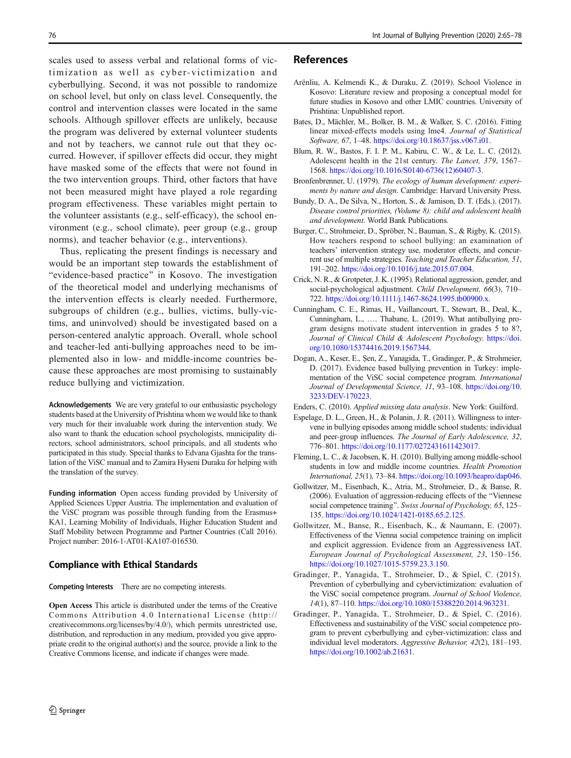scales used to assess verbal and relational forms of victimization as well as cyber-victimization and cyberbullying. Second, it was not possible to randomize on school level, but only on class level. Consequently, the control and intervention classes were located in the same schools. Although spillover effects are unlikely, because the program was delivered by external volunteer students and not by teachers, we cannot rule out that they occurred. However, if spillover effects did occur, they might have masked some of the effects that were not found in the two intervention groups. Third, other factors that have not been measured might have played a role regarding program effectiveness. These variables might pertain to the volunteer assistants (e.g., self-efficacy), the school environment (e.g., school climate), peer group (e.g., group norms), and teacher behavior (e.g., interventions).

Thus, replicating the present findings is necessary and would be an important step towards the establishment of "evidence-based practice" in Kosovo. The investigation of the theoretical model and underlying mechanisms of the intervention effects is clearly needed. Furthermore, subgroups of children (e.g., bullies, victims, bully-victims, and uninvolved) should be investigated based on a person-centered analytic approach. Overall, whole school and teacher-led anti-bullying approaches need to be implemented also in low- and middle-income countries because these approaches are most promising to sustainably reduce bullying and victimization.

**Acknowledgements** We are very grateful to our enthusiastic psychology students based at the University of Prishtina whom we would like to thank very much for their invaluable work during the intervention study. We also want to thank the education school psychologists, municipality directors, school administrators, school principals, and all students who participated in this study. Special thanks to Edvana Gjashta for the translation of the ViSC manual and to Zamira Hyseni Duraku for helping with the translation of the survey.

**Funding information** Open access funding provided by University of Applied Sciences Upper Austria. The implementation and evaluation of the ViSC program was possible through funding from the Erasmus+ KA1, Learning Mobility of Individuals, Higher Education Student and Staff Mobility between Programme and Partner Countries (Call 2016). Project number: 2016-1-AT01-KA107-016530.

## Compliance with Ethical Standards

**Competing Interests** There are no competing interests.

**Open Access** This article is distributed under the terms of the Creative Commons Attribution 4.0 International License (http://creativecommons.org/licenses/by/4.0/), which permits unrestricted use, distribution, and reproduction in any medium, provided you give appropriate credit to the original author(s) and the source, provide a link to the Creative Commons license, and indicate if changes were made.

## References

Arënliu, A. Kelmendi K., & Duraku, Z. (2019). School Violence in Kosovo: Literature review and proposing a conceptual model for future studies in Kosovo and other LMIC countries. University of Prishtina: Unpublished report.

Bates, D., Mächler, M., Bolker, B. M., & Walker, S. C. (2016). Fitting linear mixed-effects models using lme4. *Journal of Statistical Software, 67*, 1–48. https://doi.org/10.18637/jss.v067.i01.

Blum, R. W., Bastos, F. I. P. M., Kabiru, C. W., & Le, L. C. (2012). Adolescent health in the 21st century. *The Lancet, 379*, 1567–1568. https://doi.org/10.1016/S0140-6736(12)60407-3.

Bronfenbrenner, U. (1979). *The ecology of human development: experiments by nature and design*. Cambridge: Harvard University Press.

Bundy, D. A., De Silva, N., Horton, S., & Jamison, D. T. (Eds.). (2017). *Disease control priorities, (Volume 8): child and adolescent health and development*. World Bank Publications.

Burger, C., Strohmeier, D., Spröber, N., Bauman, S., & Rigby, K. (2015). How teachers respond to school bullying: an examination of teachers' intervention strategy use, moderator effects, and concurrent use of multiple strategies. *Teaching and Teacher Education, 51*, 191–202. https://doi.org/10.1016/j.tate.2015.07.004.

Crick, N. R., & Grotpeter, J. K. (1995). Relational aggression, gender, and social-psychological adjustment. *Child Development, 66*(3), 710–722. https://doi.org/10.1111/j.1467-8624.1995.tb00900.x.

Cunningham, C. E., Rimas, H., Vaillancourt, T., Stewart, B., Deal, K., Cunningham, L., …. Thabane, L. (2019). What antibullying program designs motivate student intervention in grades 5 to 8?, *Journal of Clinical Child & Adolescent Psychology*. https://doi.org/10.1080/15374416.2019.1567344.

Dogan, A., Keser, E., Şen, Z., Yanagida, T., Gradinger, P., & Strohmeier, D. (2017). Evidence based bullying prevention in Turkey: implementation of the ViSC social competence program. *International Journal of Developmental Science, 11*, 93–108. https://doi.org/10.3233/DEV-170223.

Enders, C. (2010). *Applied missing data analysis*. New York: Guilford.

Espelage, D. L., Green, H., & Polanin, J. R. (2011). Willingness to intervene in bullying episodes among middle school students: individual and peer-group influences. *The Journal of Early Adolescence, 32*, 776–801. https://doi.org/10.1177/0272431611423017.

Fleming, L. C., & Jacobsen, K. H. (2010). Bullying among middle-school students in low and middle income countries. *Health Promotion International, 25*(1), 73–84. https://doi.org/10.1093/heapro/dap046.

Gollwitzer, M., Eisenbach, K., Atria, M., Strohmeier, D., & Banse, R. (2006). Evaluation of aggression-reducing effects of the "Viennese social competence training". *Swiss Journal of Psychology, 65*, 125–135. https://doi.org/10.1024/1421-0185.65.2.125.

Gollwitzer, M., Banse, R., Eisenbach, K., & Naumann, E. (2007). Effectiveness of the Vienna social competence training on implicit and explicit aggression. Evidence from an Aggressiveness IAT. *European Journal of Psychological Assessment, 23*, 150–156. https://doi.org/10.1027/1015-5759.23.3.150.

Gradinger, P., Yanagida, T., Strohmeier, D., & Spiel, C. (2015). Prevention of cyberbullying and cybervictimization: evaluation of the ViSC social competence program. *Journal of School Violence, 14*(1), 87–110. https://doi.org/10.1080/15388220.2014.963231.

Gradinger, P., Yanagida, T., Strohmeier, D., & Spiel, C. (2016). Effectiveness and sustainability of the ViSC social competence program to prevent cyberbullying and cyber-victimization: class and individual level moderators. *Aggressive Behavior, 42*(2), 181–193. https://doi.org/10.1002/ab.21631.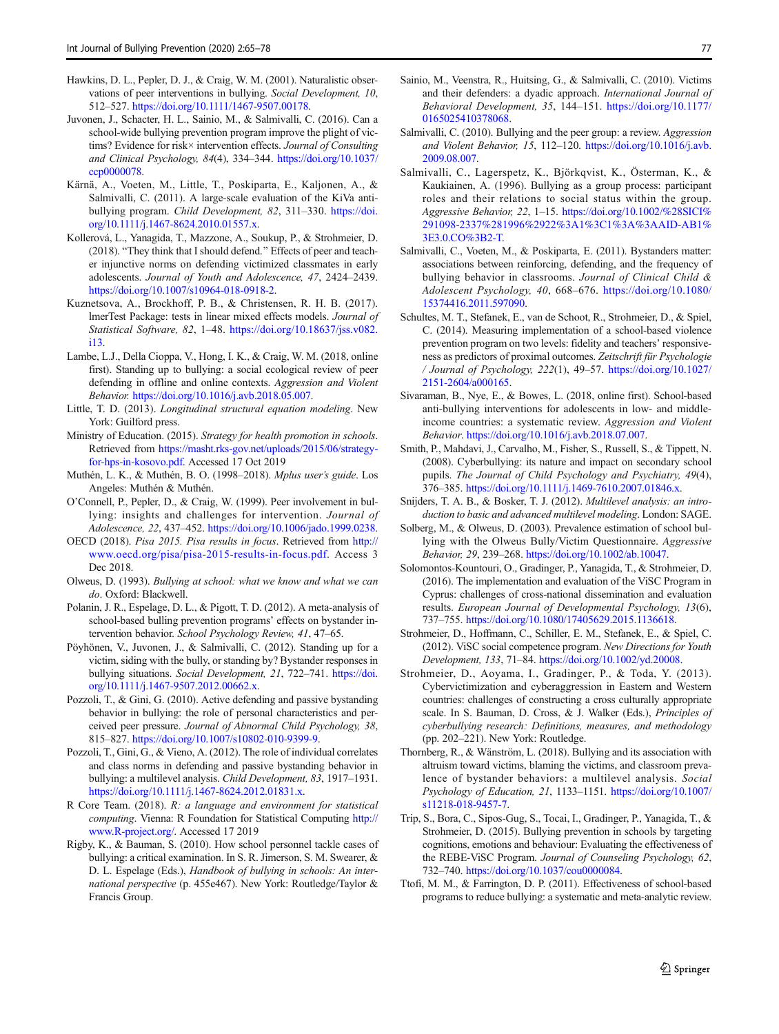Hawkins, D. L., Pepler, D. J., & Craig, W. M. (2001). Naturalistic observations of peer interventions in bullying. *Social Development, 10*, 512–527. https://doi.org/10.1111/1467-9507.00178.

Juvonen, J., Schacter, H. L., Sainio, M., & Salmivalli, C. (2016). Can a school-wide bullying prevention program improve the plight of victims? Evidence for risk× intervention effects. *Journal of Consulting and Clinical Psychology, 84*(4), 334–344. https://doi.org/10.1037/ccp0000078.

Kärnä, A., Voeten, M., Little, T., Poskiparta, E., Kaljonen, A., & Salmivalli, C. (2011). A large-scale evaluation of the KiVa antibullying program. *Child Development, 82*, 311–330. https://doi.org/10.1111/j.1467-8624.2010.01557.x.

Kollerová, L., Yanagida, T., Mazzone, A., Soukup, P., & Strohmeier, D. (2018). "They think that I should defend." Effects of peer and teacher injunctive norms on defending victimized classmates in early adolescents. *Journal of Youth and Adolescence, 47*, 2424–2439. https://doi.org/10.1007/s10964-018-0918-2.

Kuznetsova, A., Brockhoff, P. B., & Christensen, R. H. B. (2017). lmerTest Package: tests in linear mixed effects models. *Journal of Statistical Software, 82*, 1–48. https://doi.org/10.18637/jss.v082.i13.

Lambe, L.J., Della Cioppa, V., Hong, I. K., & Craig, W. M. (2018, online first). Standing up to bullying: a social ecological review of peer defending in offline and online contexts. *Aggression and Violent Behavior.* https://doi.org/10.1016/j.avb.2018.05.007.

Little, T. D. (2013). *Longitudinal structural equation modeling*. New York: Guilford press.

Ministry of Education. (2015). *Strategy for health promotion in schools*. Retrieved from https://masht.rks-gov.net/uploads/2015/06/strategy-for-hps-in-kosovo.pdf. Accessed 17 Oct 2019

Muthén, L. K., & Muthén, B. O. (1998–2018). *Mplus user's guide*. Los Angeles: Muthén & Muthén.

O'Connell, P., Pepler, D., & Craig, W. (1999). Peer involvement in bullying: insights and challenges for intervention. *Journal of Adolescence, 22*, 437–452. https://doi.org/10.1006/jado.1999.0238.

OECD (2018). *Pisa 2015. Pisa results in focus*. Retrieved from http://www.oecd.org/pisa/pisa-2015-results-in-focus.pdf. Access 3 Dec 2018.

Olweus, D. (1993). *Bullying at school: what we know and what we can do*. Oxford: Blackwell.

Polanin, J. R., Espelage, D. L., & Pigott, T. D. (2012). A meta-analysis of school-based bulling prevention programs' effects on bystander intervention behavior. *School Psychology Review, 41*, 47–65.

Pöyhönen, V., Juvonen, J., & Salmivalli, C. (2012). Standing up for a victim, siding with the bully, or standing by? Bystander responses in bullying situations. *Social Development, 21*, 722–741. https://doi.org/10.1111/j.1467-9507.2012.00662.x.

Pozzoli, T., & Gini, G. (2010). Active defending and passive bystanding behavior in bullying: the role of personal characteristics and perceived peer pressure. *Journal of Abnormal Child Psychology, 38*, 815–827. https://doi.org/10.1007/s10802-010-9399-9.

Pozzoli, T., Gini, G., & Vieno, A. (2012). The role of individual correlates and class norms in defending and passive bystanding behavior in bullying: a multilevel analysis. *Child Development, 83*, 1917–1931. https://doi.org/10.1111/j.1467-8624.2012.01831.x.

R Core Team. (2018). *R: a language and environment for statistical computing*. Vienna: R Foundation for Statistical Computing http://www.R-project.org/. Accessed 17 2019

Rigby, K., & Bauman, S. (2010). How school personnel tackle cases of bullying: a critical examination. In S. R. Jimerson, S. M. Swearer, & D. L. Espelage (Eds.), *Handbook of bullying in schools: An international perspective* (p. 455e467). New York: Routledge/Taylor & Francis Group.

Sainio, M., Veenstra, R., Huitsing, G., & Salmivalli, C. (2010). Victims and their defenders: a dyadic approach. *International Journal of Behavioral Development, 35*, 144–151. https://doi.org/10.1177/0165025410378068.

Salmivalli, C. (2010). Bullying and the peer group: a review. *Aggression and Violent Behavior, 15*, 112–120. https://doi.org/10.1016/j.avb.2009.08.007.

Salmivalli, C., Lagerspetz, K., Björkqvist, K., Österman, K., & Kaukiainen, A. (1996). Bullying as a group process: participant roles and their relations to social status within the group. *Aggressive Behavior, 22*, 1–15. https://doi.org/10.1002/%28SICI%291098-2337%281996%2922%3A1%3C1%3A%3AAID-AB1%3E3.0.CO%3B2-T.

Salmivalli, C., Voeten, M., & Poskiparta, E. (2011). Bystanders matter: associations between reinforcing, defending, and the frequency of bullying behavior in classrooms. *Journal of Clinical Child & Adolescent Psychology, 40*, 668–676. https://doi.org/10.1080/15374416.2011.597090.

Schultes, M. T., Stefanek, E., van de Schoot, R., Strohmeier, D., & Spiel, C. (2014). Measuring implementation of a school-based violence prevention program on two levels: fidelity and teachers' responsiveness as predictors of proximal outcomes. *Zeitschrift für Psychologie / Journal of Psychology, 222*(1), 49–57. https://doi.org/10.1027/2151-2604/a000165.

Sivaraman, B., Nye, E., & Bowes, L. (2018, online first). School-based anti-bullying interventions for adolescents in low- and middle-income countries: a systematic review. *Aggression and Violent Behavior.* https://doi.org/10.1016/j.avb.2018.07.007.

Smith, P., Mahdavi, J., Carvalho, M., Fisher, S., Russell, S., & Tippett, N. (2008). Cyberbullying: its nature and impact on secondary school pupils. *The Journal of Child Psychology and Psychiatry, 49*(4), 376–385. https://doi.org/10.1111/j.1469-7610.2007.01846.x.

Snijders, T. A. B., & Bosker, T. J. (2012). *Multilevel analysis: an introduction to basic and advanced multilevel modeling*. London: SAGE.

Solberg, M., & Olweus, D. (2003). Prevalence estimation of school bullying with the Olweus Bully/Victim Questionnaire. *Aggressive Behavior, 29*, 239–268. https://doi.org/10.1002/ab.10047.

Solomontos-Kountouri, O., Gradinger, P., Yanagida, T., & Strohmeier, D. (2016). The implementation and evaluation of the ViSC Program in Cyprus: challenges of cross-national dissemination and evaluation results. *European Journal of Developmental Psychology, 13*(6), 737–755. https://doi.org/10.1080/17405629.2015.1136618.

Strohmeier, D., Hoffmann, C., Schiller, E. M., Stefanek, E., & Spiel, C. (2012). ViSC social competence program. *New Directions for Youth Development, 133*, 71–84. https://doi.org/10.1002/yd.20008.

Strohmeier, D., Aoyama, I., Gradinger, P., & Toda, Y. (2013). Cybervictimization and cyberaggression in Eastern and Western countries: challenges of constructing a cross culturally appropriate scale. In S. Bauman, D. Cross, & J. Walker (Eds.), *Principles of cyberbullying research: Definitions, measures, and methodology* (pp. 202–221). New York: Routledge.

Thornberg, R., & Wänström, L. (2018). Bullying and its association with altruism toward victims, blaming the victims, and classroom prevalence of bystander behaviors: a multilevel analysis. *Social Psychology of Education, 21*, 1133–1151. https://doi.org/10.1007/s11218-018-9457-7.

Trip, S., Bora, C., Sipos-Gug, S., Tocai, I., Gradinger, P., Yanagida, T., & Strohmeier, D. (2015). Bullying prevention in schools by targeting cognitions, emotions and behaviour: Evaluating the effectiveness of the REBE-ViSC Program. *Journal of Counseling Psychology, 62*, 732–740. https://doi.org/10.1037/cou0000084.

Ttofi, M. M., & Farrington, D. P. (2011). Effectiveness of school-based programs to reduce bullying: a systematic and meta-analytic review.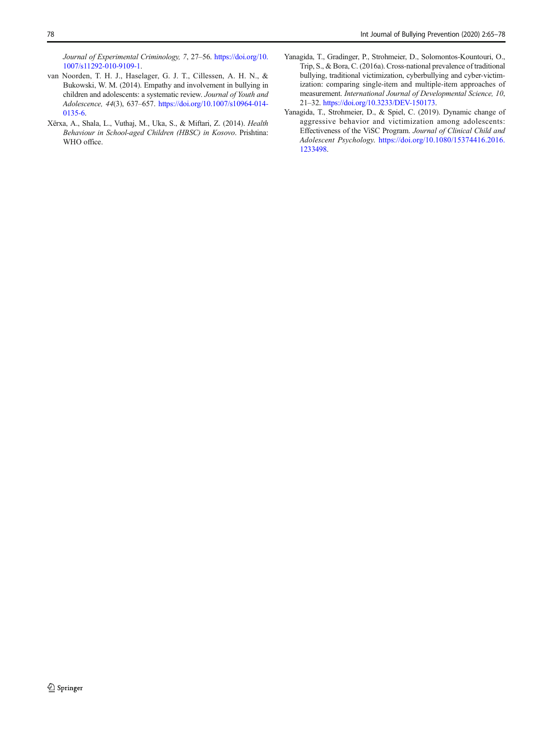*Journal of Experimental Criminology, 7*, 27–56. https://doi.org/10.1007/s11292-010-9109-1.

van Noorden, T. H. J., Haselager, G. J. T., Cillessen, A. H. N., & Bukowski, W. M. (2014). Empathy and involvement in bullying in children and adolescents: a systematic review. *Journal of Youth and Adolescence, 44*(3), 637–657. https://doi.org/10.1007/s10964-014-0135-6.

Xërxa, A., Shala, L., Vuthaj, M., Uka, S., & Miftari, Z. (2014). *Health Behaviour in School-aged Children (HBSC) in Kosovo*. Prishtina: WHO office.

Yanagida, T., Gradinger, P., Strohmeier, D., Solomontos-Kountouri, O., Trip, S., & Bora, C. (2016a). Cross-national prevalence of traditional bullying, traditional victimization, cyberbullying and cyber-victimization: comparing single-item and multiple-item approaches of measurement. *International Journal of Developmental Science, 10*, 21–32. https://doi.org/10.3233/DEV-150173.

Yanagida, T., Strohmeier, D., & Spiel, C. (2019). Dynamic change of aggressive behavior and victimization among adolescents: Effectiveness of the ViSC Program. *Journal of Clinical Child and Adolescent Psychology*. https://doi.org/10.1080/15374416.2016.1233498.